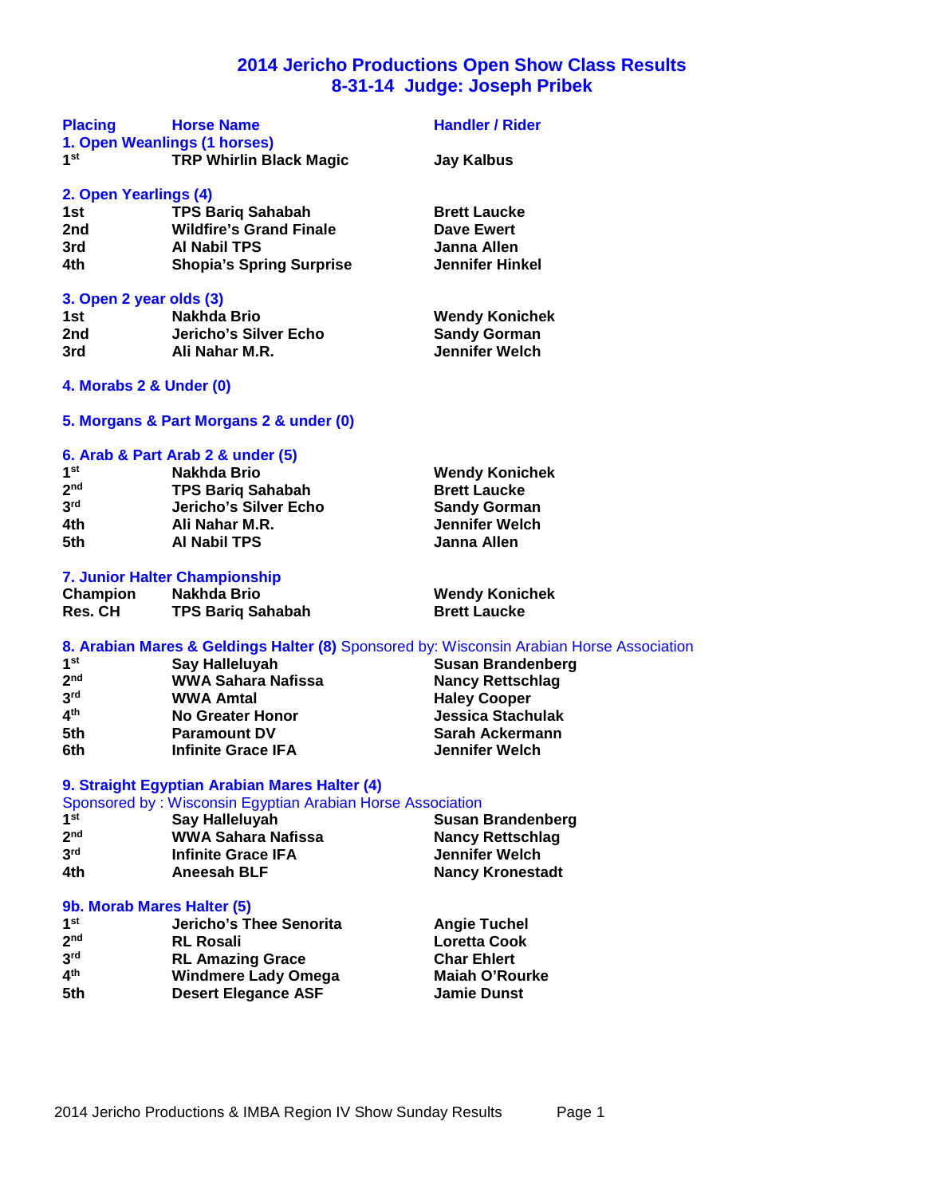# 2014 Jericho Productions Open Show Class Results
## 8-31-14 Judge: Joseph Pribek

| Placing | Horse Name | Handler / Rider |
|---|---|---|
| **1. Open Weanlings (1 horses)** | | |
| 1st | TRP Whirlin Black Magic | Jay Kalbus |
| **2. Open Yearlings (4)** | | |
| 1st | TPS Bariq Sahabah | Brett Laucke |
| 2nd | Wildfire's Grand Finale | Dave Ewert |
| 3rd | Al Nabil TPS | Janna Allen |
| 4th | Shopia's Spring Surprise | Jennifer Hinkel |
| **3. Open 2 year olds (3)** | | |
| 1st | Nakhda Brio | Wendy Konichek |
| 2nd | Jericho's Silver Echo | Sandy Gorman |
| 3rd | Ali Nahar M.R. | Jennifer Welch |
| **4. Morabs 2 & Under (0)** | | |
| **5. Morgans & Part Morgans 2 & under (0)** | | |
| **6. Arab & Part Arab 2 & under (5)** | | |
| 1st | Nakhda Brio | Wendy Konichek |
| 2nd | TPS Bariq Sahabah | Brett Laucke |
| 3rd | Jericho's Silver Echo | Sandy Gorman |
| 4th | Ali Nahar M.R. | Jennifer Welch |
| 5th | Al Nabil TPS | Janna Allen |
| **7. Junior Halter Championship** | | |
| Champion | Nakhda Brio | Wendy Konichek |
| Res. CH | TPS Bariq Sahabah | Brett Laucke |
| **8. Arabian Mares & Geldings Halter (8)** Sponsored by: Wisconsin Arabian Horse Association | | |
| 1st | Say Halleluyah | Susan Brandenberg |
| 2nd | WWA Sahara Nafissa | Nancy Rettschlag |
| 3rd | WWA Amtal | Haley Cooper |
| 4th | No Greater Honor | Jessica Stachulak |
| 5th | Paramount DV | Sarah Ackermann |
| 6th | Infinite Grace IFA | Jennifer Welch |
| **9. Straight Egyptian Arabian Mares Halter (4)** Sponsored by : Wisconsin Egyptian Arabian Horse Association | | |
| 1st | Say Halleluyah | Susan Brandenberg |
| 2nd | WWA Sahara Nafissa | Nancy Rettschlag |
| 3rd | Infinite Grace IFA | Jennifer Welch |
| 4th | Aneesah BLF | Nancy Kronestadt |
| **9b. Morab Mares Halter (5)** | | |
| 1st | Jericho's Thee Senorita | Angie Tuchel |
| 2nd | RL Rosali | Loretta Cook |
| 3rd | RL Amazing Grace | Char Ehlert |
| 4th | Windmere Lady Omega | Maiah O'Rourke |
| 5th | Desert Elegance ASF | Jamie Dunst |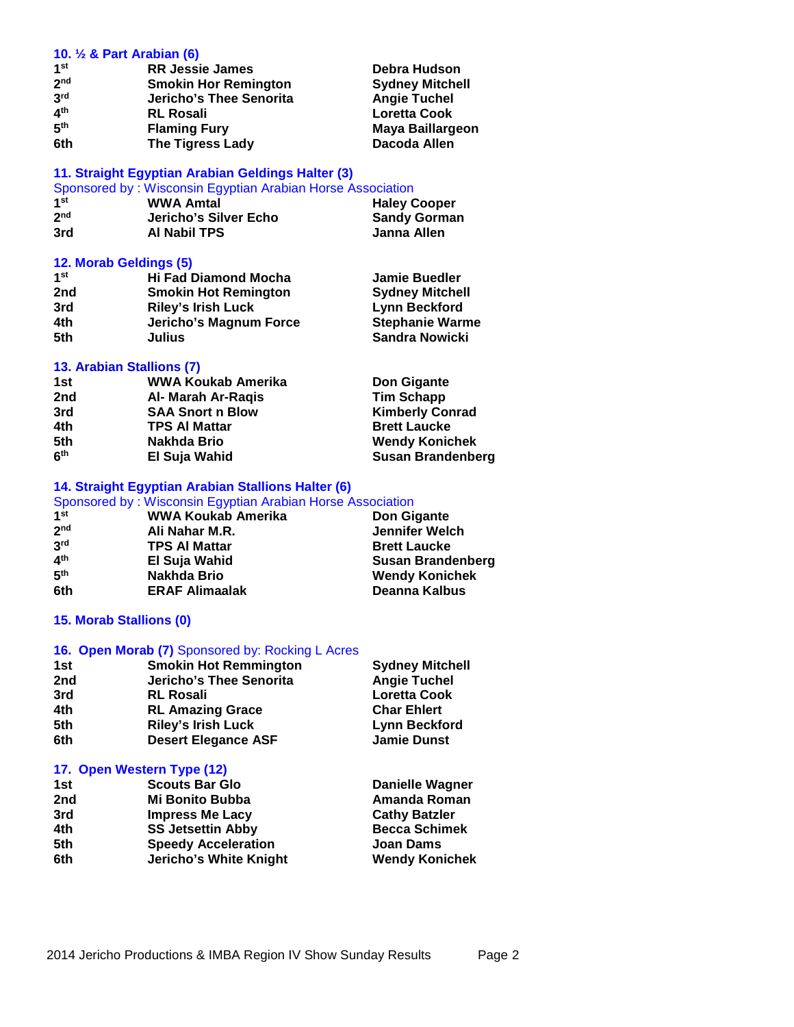### 10. ½ & Part Arabian (6)

| | | |
|---|---|---|
| 1st | RR Jessie James | Debra Hudson |
| 2nd | Smokin Hor Remington | Sydney Mitchell |
| 3rd | Jericho's Thee Senorita | Angie Tuchel |
| 4th | RL Rosali | Loretta Cook |
| 5th | Flaming Fury | Maya Baillargeon |
| 6th | The Tigress Lady | Dacoda Allen |

### 11. Straight Egyptian Arabian Geldings Halter (3)

Sponsored by : Wisconsin Egyptian Arabian Horse Association

| | | |
|---|---|---|
| 1st | WWA Amtal | Haley Cooper |
| 2nd | Jericho's Silver Echo | Sandy Gorman |
| 3rd | Al Nabil TPS | Janna Allen |

### 12. Morab Geldings (5)

| | | |
|---|---|---|
| 1st | Hi Fad Diamond Mocha | Jamie Buedler |
| 2nd | Smokin Hot Remington | Sydney Mitchell |
| 3rd | Riley's Irish Luck | Lynn Beckford |
| 4th | Jericho's Magnum Force | Stephanie Warme |
| 5th | Julius | Sandra Nowicki |

### 13. Arabian Stallions (7)

| | | |
|---|---|---|
| 1st | WWA Koukab Amerika | Don Gigante |
| 2nd | Al- Marah Ar-Raqis | Tim Schapp |
| 3rd | SAA Snort n Blow | Kimberly Conrad |
| 4th | TPS Al Mattar | Brett Laucke |
| 5th | Nakhda Brio | Wendy Konichek |
| 6th | El Suja Wahid | Susan Brandenberg |

### 14. Straight Egyptian Arabian Stallions Halter (6)

Sponsored by : Wisconsin Egyptian Arabian Horse Association

| | | |
|---|---|---|
| 1st | WWA Koukab Amerika | Don Gigante |
| 2nd | Ali Nahar M.R. | Jennifer Welch |
| 3rd | TPS Al Mattar | Brett Laucke |
| 4th | El Suja Wahid | Susan Brandenberg |
| 5th | Nakhda Brio | Wendy Konichek |
| 6th | ERAF Alimaalak | Deanna Kalbus |

### 15. Morab Stallions (0)

### 16. Open Morab (7) Sponsored by: Rocking L Acres

| | | |
|---|---|---|
| 1st | Smokin Hot Remmington | Sydney Mitchell |
| 2nd | Jericho's Thee Senorita | Angie Tuchel |
| 3rd | RL Rosali | Loretta Cook |
| 4th | RL Amazing Grace | Char Ehlert |
| 5th | Riley's Irish Luck | Lynn Beckford |
| 6th | Desert Elegance ASF | Jamie Dunst |

### 17. Open Western Type (12)

| | | |
|---|---|---|
| 1st | Scouts Bar Glo | Danielle Wagner |
| 2nd | Mi Bonito Bubba | Amanda Roman |
| 3rd | Impress Me Lacy | Cathy Batzler |
| 4th | SS Jetsettin Abby | Becca Schimek |
| 5th | Speedy Acceleration | Joan Dams |
| 6th | Jericho's White Knight | Wendy Konichek |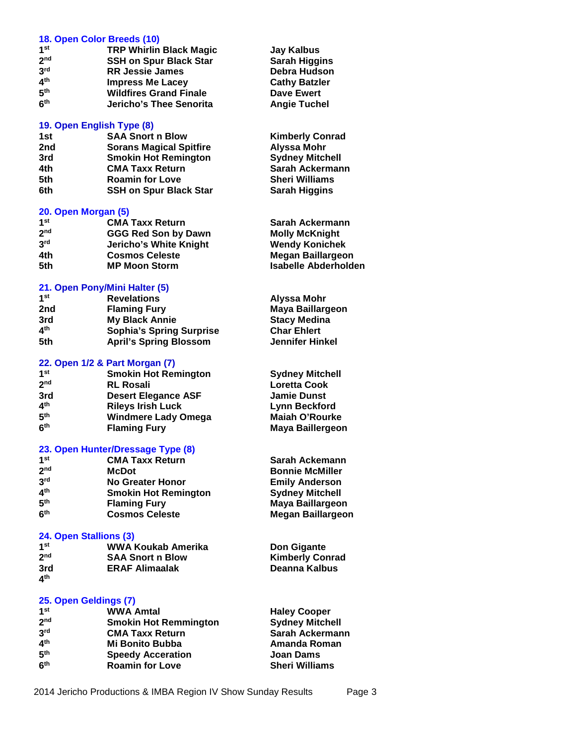### 18. Open Color Breeds (10)

| | | |
|---|---|---|
| 1st | TRP Whirlin Black Magic | Jay Kalbus |
| 2nd | SSH on Spur Black Star | Sarah Higgins |
| 3rd | RR Jessie James | Debra Hudson |
| 4th | Impress Me Lacey | Cathy Batzler |
| 5th | Wildfires Grand Finale | Dave Ewert |
| 6th | Jericho's Thee Senorita | Angie Tuchel |

### 19. Open English Type (8)

| | | |
|---|---|---|
| 1st | SAA Snort n Blow | Kimberly Conrad |
| 2nd | Sorans Magical Spitfire | Alyssa Mohr |
| 3rd | Smokin Hot Remington | Sydney Mitchell |
| 4th | CMA Taxx Return | Sarah Ackermann |
| 5th | Roamin for Love | Sheri Williams |
| 6th | SSH on Spur Black Star | Sarah Higgins |

### 20. Open Morgan (5)

| | | |
|---|---|---|
| 1st | CMA Taxx Return | Sarah Ackermann |
| 2nd | GGG Red Son by Dawn | Molly McKnight |
| 3rd | Jericho's White Knight | Wendy Konichek |
| 4th | Cosmos Celeste | Megan Baillargeon |
| 5th | MP Moon Storm | Isabelle Abderholden |

### 21. Open Pony/Mini Halter (5)

| | | |
|---|---|---|
| 1st | Revelations | Alyssa Mohr |
| 2nd | Flaming Fury | Maya Baillargeon |
| 3rd | My Black Annie | Stacy Medina |
| 4th | Sophia's Spring Surprise | Char Ehlert |
| 5th | April's Spring Blossom | Jennifer Hinkel |

### 22. Open 1/2 & Part Morgan (7)

| | | |
|---|---|---|
| 1st | Smokin Hot Remington | Sydney Mitchell |
| 2nd | RL Rosali | Loretta Cook |
| 3rd | Desert Elegance ASF | Jamie Dunst |
| 4th | Rileys Irish Luck | Lynn Beckford |
| 5th | Windmere Lady Omega | Maiah O'Rourke |
| 6th | Flaming Fury | Maya Baillergeon |

### 23. Open Hunter/Dressage Type (8)

| | | |
|---|---|---|
| 1st | CMA Taxx Return | Sarah Ackemann |
| 2nd | McDot | Bonnie McMiller |
| 3rd | No Greater Honor | Emily Anderson |
| 4th | Smokin Hot Remington | Sydney Mitchell |
| 5th | Flaming Fury | Maya Baillargeon |
| 6th | Cosmos Celeste | Megan Baillargeon |

### 24. Open Stallions (3)

| | | |
|---|---|---|
| 1st | WWA Koukab Amerika | Don Gigante |
| 2nd | SAA Snort n Blow | Kimberly Conrad |
| 3rd | ERAF Alimaalak | Deanna Kalbus |
| 4th | | |

### 25. Open Geldings (7)

| | | |
|---|---|---|
| 1st | WWA Amtal | Haley Cooper |
| 2nd | Smokin Hot Remmington | Sydney Mitchell |
| 3rd | CMA Taxx Return | Sarah Ackermann |
| 4th | Mi Bonito Bubba | Amanda Roman |
| 5th | Speedy Acceration | Joan Dams |
| 6th | Roamin for Love | Sheri Williams |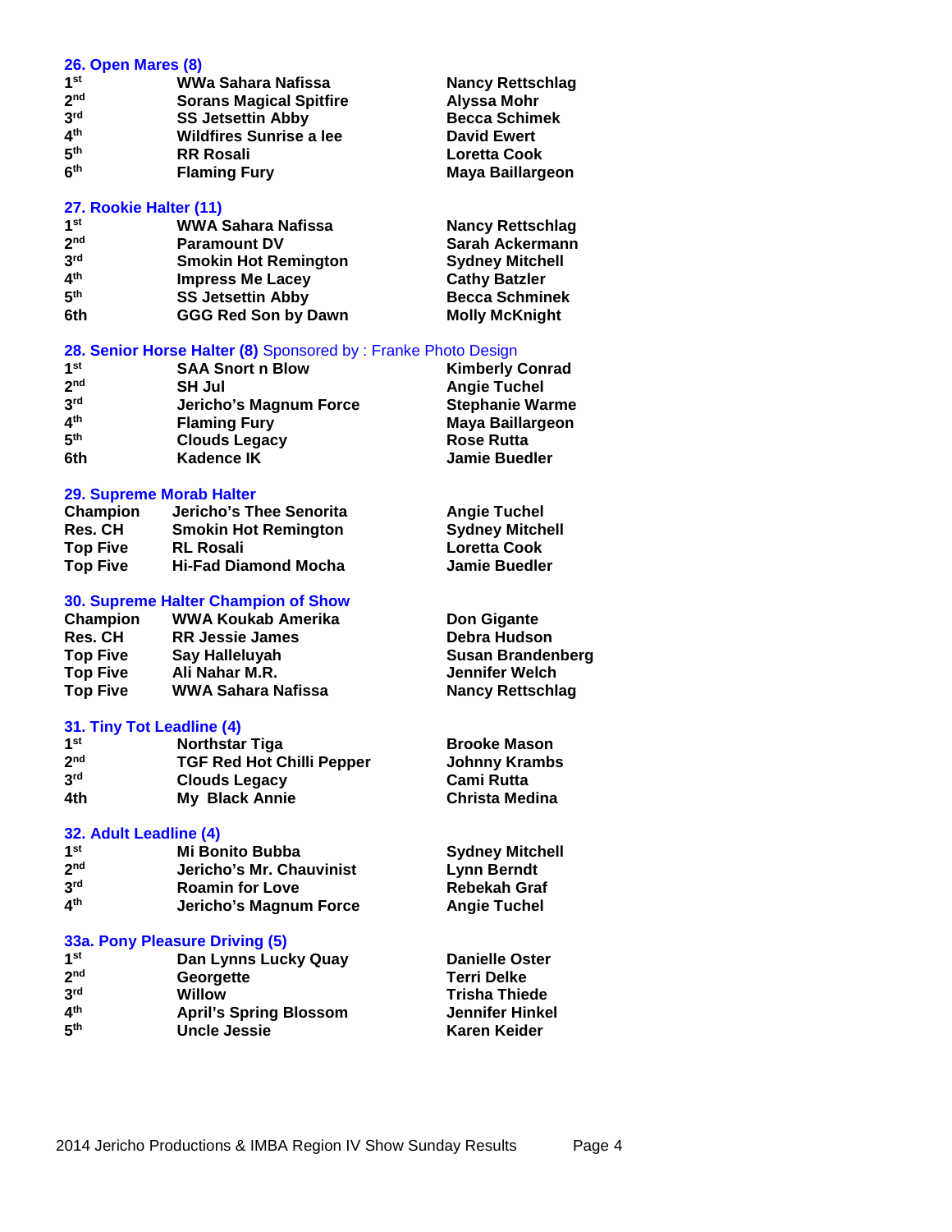### 26. Open Mares (8)

| | | |
|---|---|---|
| 1st | WWa Sahara Nafissa | Nancy Rettschlag |
| 2nd | Sorans Magical Spitfire | Alyssa Mohr |
| 3rd | SS Jetsettin Abby | Becca Schimek |
| 4th | Wildfires Sunrise a lee | David Ewert |
| 5th | RR Rosali | Loretta Cook |
| 6th | Flaming Fury | Maya Baillargeon |

### 27. Rookie Halter (11)

| | | |
|---|---|---|
| 1st | WWA Sahara Nafissa | Nancy Rettschlag |
| 2nd | Paramount DV | Sarah Ackermann |
| 3rd | Smokin Hot Remington | Sydney Mitchell |
| 4th | Impress Me Lacey | Cathy Batzler |
| 5th | SS Jetsettin Abby | Becca Schminek |
| 6th | GGG Red Son by Dawn | Molly McKnight |

### 28. Senior Horse Halter (8) Sponsored by : Franke Photo Design

| | | |
|---|---|---|
| 1st | SAA Snort n Blow | Kimberly Conrad |
| 2nd | SH Jul | Angie Tuchel |
| 3rd | Jericho's Magnum Force | Stephanie Warme |
| 4th | Flaming Fury | Maya Baillargeon |
| 5th | Clouds Legacy | Rose Rutta |
| 6th | Kadence IK | Jamie Buedler |

### 29. Supreme Morab Halter

| | | |
|---|---|---|
| Champion | Jericho's Thee Senorita | Angie Tuchel |
| Res. CH | Smokin Hot Remington | Sydney Mitchell |
| Top Five | RL Rosali | Loretta Cook |
| Top Five | Hi-Fad Diamond Mocha | Jamie Buedler |

### 30. Supreme Halter Champion of Show

| | | |
|---|---|---|
| Champion | WWA Koukab Amerika | Don Gigante |
| Res. CH | RR Jessie James | Debra Hudson |
| Top Five | Say Halleluyah | Susan Brandenberg |
| Top Five | Ali Nahar M.R. | Jennifer Welch |
| Top Five | WWA Sahara Nafissa | Nancy Rettschlag |

### 31. Tiny Tot Leadline (4)

| | | |
|---|---|---|
| 1st | Northstar Tiga | Brooke Mason |
| 2nd | TGF Red Hot Chilli Pepper | Johnny Krambs |
| 3rd | Clouds Legacy | Cami Rutta |
| 4th | My Black Annie | Christa Medina |

### 32. Adult Leadline (4)

| | | |
|---|---|---|
| 1st | Mi Bonito Bubba | Sydney Mitchell |
| 2nd | Jericho's Mr. Chauvinist | Lynn Berndt |
| 3rd | Roamin for Love | Rebekah Graf |
| 4th | Jericho's Magnum Force | Angie Tuchel |

### 33a. Pony Pleasure Driving (5)

| | | |
|---|---|---|
| 1st | Dan Lynns Lucky Quay | Danielle Oster |
| 2nd | Georgette | Terri Delke |
| 3rd | Willow | Trisha Thiede |
| 4th | April's Spring Blossom | Jennifer Hinkel |
| 5th | Uncle Jessie | Karen Keider |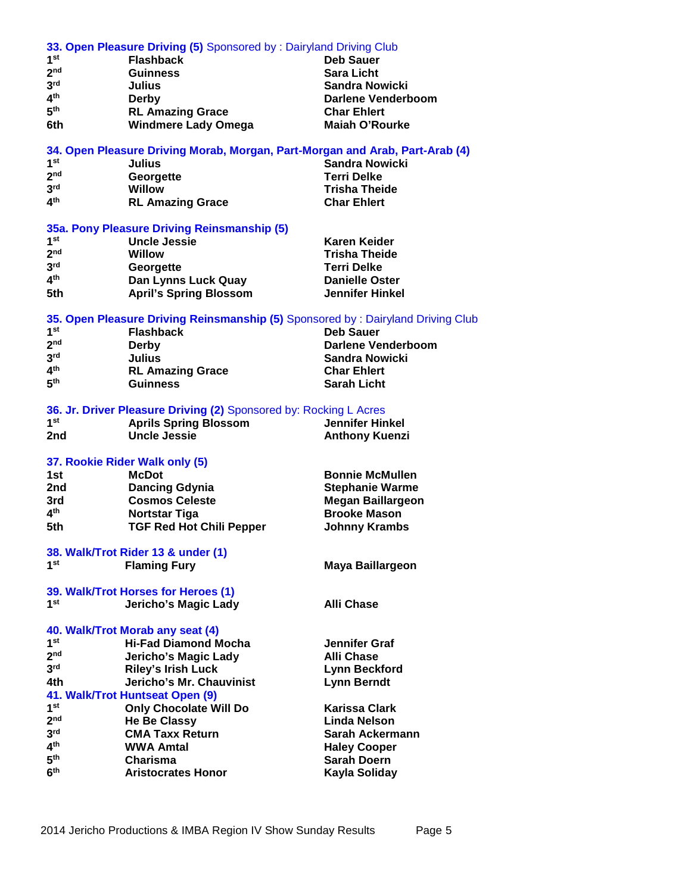### 33. Open Pleasure Driving (5) Sponsored by : Dairyland Driving Club

| | | |
|---|---|---|
| 1st | Flashback | Deb Sauer |
| 2nd | Guinness | Sara Licht |
| 3rd | Julius | Sandra Nowicki |
| 4th | Derby | Darlene Venderboom |
| 5th | RL Amazing Grace | Char Ehlert |
| 6th | Windmere Lady Omega | Maiah O'Rourke |

### 34. Open Pleasure Driving Morab, Morgan, Part-Morgan and Arab, Part-Arab (4)

| | | |
|---|---|---|
| 1st | Julius | Sandra Nowicki |
| 2nd | Georgette | Terri Delke |
| 3rd | Willow | Trisha Theide |
| 4th | RL Amazing Grace | Char Ehlert |

### 35a. Pony Pleasure Driving Reinsmanship (5)

| | | |
|---|---|---|
| 1st | Uncle Jessie | Karen Keider |
| 2nd | Willow | Trisha Theide |
| 3rd | Georgette | Terri Delke |
| 4th | Dan Lynns Luck Quay | Danielle Oster |
| 5th | April's Spring Blossom | Jennifer Hinkel |

### 35. Open Pleasure Driving Reinsmanship (5) Sponsored by : Dairyland Driving Club

| | | |
|---|---|---|
| 1st | Flashback | Deb Sauer |
| 2nd | Derby | Darlene Venderboom |
| 3rd | Julius | Sandra Nowicki |
| 4th | RL Amazing Grace | Char Ehlert |
| 5th | Guinness | Sarah Licht |

### 36. Jr. Driver Pleasure Driving (2) Sponsored by: Rocking L Acres

| | | |
|---|---|---|
| 1st | Aprils Spring Blossom | Jennifer Hinkel |
| 2nd | Uncle Jessie | Anthony Kuenzi |

### 37. Rookie Rider Walk only (5)

| | | |
|---|---|---|
| 1st | McDot | Bonnie McMullen |
| 2nd | Dancing Gdynia | Stephanie Warme |
| 3rd | Cosmos Celeste | Megan Baillargeon |
| 4th | Nortstar Tiga | Brooke Mason |
| 5th | TGF Red Hot Chili Pepper | Johnny Krambs |

### 38. Walk/Trot Rider 13 & under (1)

| | | |
|---|---|---|
| 1st | Flaming Fury | Maya Baillargeon |

### 39. Walk/Trot Horses for Heroes (1)

| | | |
|---|---|---|
| 1st | Jericho's Magic Lady | Alli Chase |

### 40. Walk/Trot Morab any seat (4)

| | | |
|---|---|---|
| 1st | Hi-Fad Diamond Mocha | Jennifer Graf |
| 2nd | Jericho's Magic Lady | Alli Chase |
| 3rd | Riley's Irish Luck | Lynn Beckford |
| 4th | Jericho's Mr. Chauvinist | Lynn Berndt |

### 41. Walk/Trot Huntseat Open (9)

| | | |
|---|---|---|
| 1st | Only Chocolate Will Do | Karissa Clark |
| 2nd | He Be Classy | Linda Nelson |
| 3rd | CMA Taxx Return | Sarah Ackermann |
| 4th | WWA Amtal | Haley Cooper |
| 5th | Charisma | Sarah Doern |
| 6th | Aristocrates Honor | Kayla Soliday |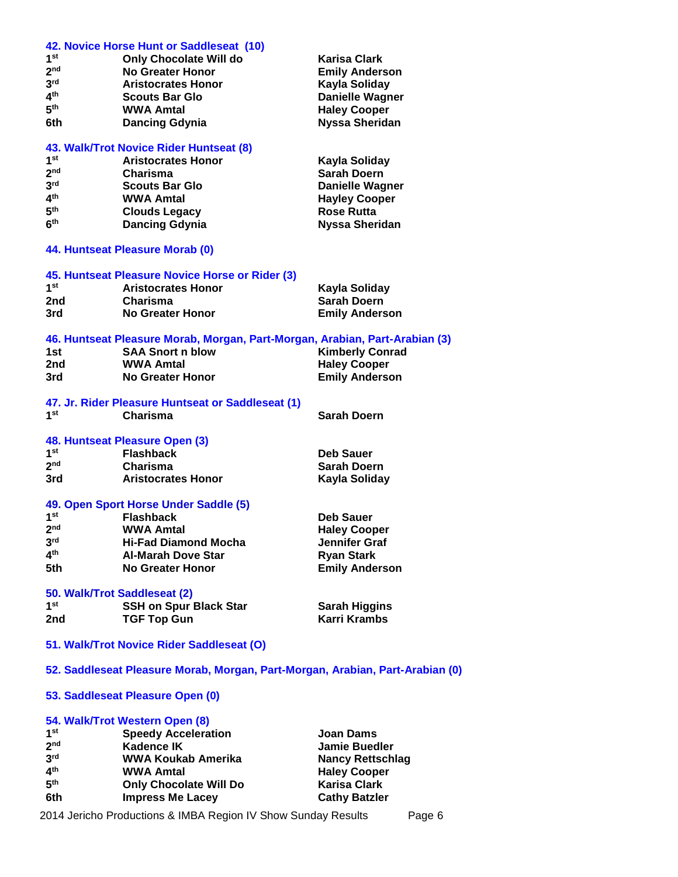### 42. Novice Horse Hunt or Saddleseat (10)

| | | |
|---|---|---|
| 1st | Only Chocolate Will do | Karisa Clark |
| 2nd | No Greater Honor | Emily Anderson |
| 3rd | Aristocrates Honor | Kayla Soliday |
| 4th | Scouts Bar Glo | Danielle Wagner |
| 5th | WWA Amtal | Haley Cooper |
| 6th | Dancing Gdynia | Nyssa Sheridan |

### 43. Walk/Trot Novice Rider Huntseat (8)

| | | |
|---|---|---|
| 1st | Aristocrates Honor | Kayla Soliday |
| 2nd | Charisma | Sarah Doern |
| 3rd | Scouts Bar Glo | Danielle Wagner |
| 4th | WWA Amtal | Hayley Cooper |
| 5th | Clouds Legacy | Rose Rutta |
| 6th | Dancing Gdynia | Nyssa Sheridan |

### 44. Huntseat Pleasure Morab (0)

### 45. Huntseat Pleasure Novice Horse or Rider (3)

| | | |
|---|---|---|
| 1st | Aristocrates Honor | Kayla Soliday |
| 2nd | Charisma | Sarah Doern |
| 3rd | No Greater Honor | Emily Anderson |

### 46. Huntseat Pleasure Morab, Morgan, Part-Morgan, Arabian, Part-Arabian (3)

| | | |
|---|---|---|
| 1st | SAA Snort n blow | Kimberly Conrad |
| 2nd | WWA Amtal | Haley Cooper |
| 3rd | No Greater Honor | Emily Anderson |

### 47. Jr. Rider Pleasure Huntseat or Saddleseat (1)

| | | |
|---|---|---|
| 1st | Charisma | Sarah Doern |

### 48. Huntseat Pleasure Open (3)

| | | |
|---|---|---|
| 1st | Flashback | Deb Sauer |
| 2nd | Charisma | Sarah Doern |
| 3rd | Aristocrates Honor | Kayla Soliday |

### 49. Open Sport Horse Under Saddle (5)

| | | |
|---|---|---|
| 1st | Flashback | Deb Sauer |
| 2nd | WWA Amtal | Haley Cooper |
| 3rd | Hi-Fad Diamond Mocha | Jennifer Graf |
| 4th | Al-Marah Dove Star | Ryan Stark |
| 5th | No Greater Honor | Emily Anderson |

### 50. Walk/Trot Saddleseat (2)

| | | |
|---|---|---|
| 1st | SSH on Spur Black Star | Sarah Higgins |
| 2nd | TGF Top Gun | Karri Krambs |

### 51. Walk/Trot Novice Rider Saddleseat (O)

### 52. Saddleseat Pleasure Morab, Morgan, Part-Morgan, Arabian, Part-Arabian (0)

### 53. Saddleseat Pleasure Open (0)

### 54. Walk/Trot Western Open (8)

| | | |
|---|---|---|
| 1st | Speedy Acceleration | Joan Dams |
| 2nd | Kadence IK | Jamie Buedler |
| 3rd | WWA Koukab Amerika | Nancy Rettschlag |
| 4th | WWA Amtal | Haley Cooper |
| 5th | Only Chocolate Will Do | Karisa Clark |
| 6th | Impress Me Lacey | Cathy Batzler |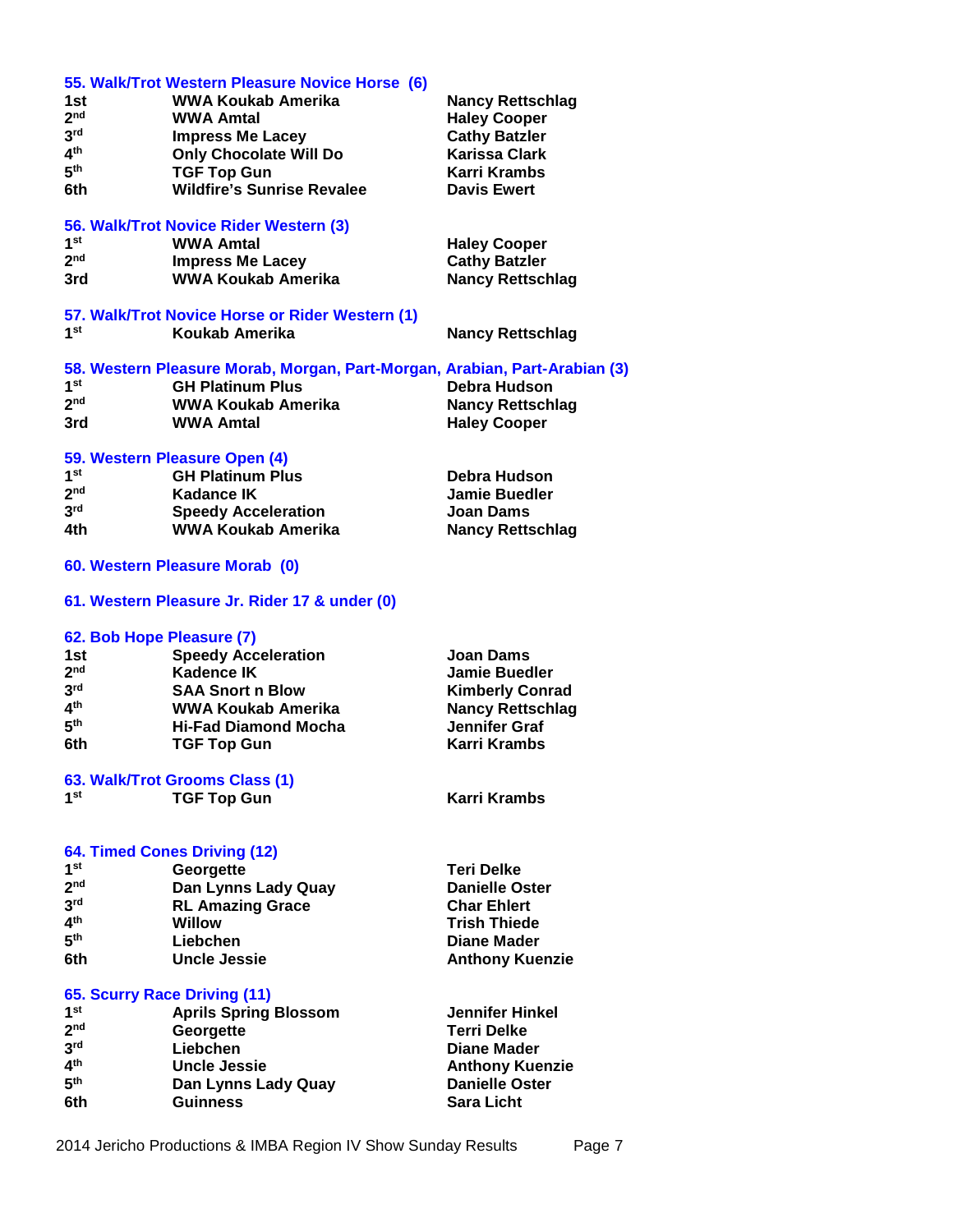### 55. Walk/Trot Western Pleasure Novice Horse (6)

| Place | Horse | Rider |
|---|---|---|
| 1st | WWA Koukab Amerika | Nancy Rettschlag |
| 2nd | WWA Amtal | Haley Cooper |
| 3rd | Impress Me Lacey | Cathy Batzler |
| 4th | Only Chocolate Will Do | Karissa Clark |
| 5th | TGF Top Gun | Karri Krambs |
| 6th | Wildfire's Sunrise Revalee | Davis Ewert |

### 56. Walk/Trot Novice Rider Western (3)

| Place | Horse | Rider |
|---|---|---|
| 1st | WWA Amtal | Haley Cooper |
| 2nd | Impress Me Lacey | Cathy Batzler |
| 3rd | WWA Koukab Amerika | Nancy Rettschlag |

### 57. Walk/Trot Novice Horse or Rider Western (1)

| Place | Horse | Rider |
|---|---|---|
| 1st | Koukab Amerika | Nancy Rettschlag |

### 58. Western Pleasure Morab, Morgan, Part-Morgan, Arabian, Part-Arabian (3)

| Place | Horse | Rider |
|---|---|---|
| 1st | GH Platinum Plus | Debra Hudson |
| 2nd | WWA Koukab Amerika | Nancy Rettschlag |
| 3rd | WWA Amtal | Haley Cooper |

### 59. Western Pleasure Open (4)

| Place | Horse | Rider |
|---|---|---|
| 1st | GH Platinum Plus | Debra Hudson |
| 2nd | Kadance IK | Jamie Buedler |
| 3rd | Speedy Acceleration | Joan Dams |
| 4th | WWA Koukab Amerika | Nancy Rettschlag |

### 60. Western Pleasure Morab (0)

### 61. Western Pleasure Jr. Rider 17 & under (0)

### 62. Bob Hope Pleasure (7)

| Place | Horse | Rider |
|---|---|---|
| 1st | Speedy Acceleration | Joan Dams |
| 2nd | Kadence IK | Jamie Buedler |
| 3rd | SAA Snort n Blow | Kimberly Conrad |
| 4th | WWA Koukab Amerika | Nancy Rettschlag |
| 5th | Hi-Fad Diamond Mocha | Jennifer Graf |
| 6th | TGF Top Gun | Karri Krambs |

### 63. Walk/Trot Grooms Class (1)

| Place | Horse | Rider |
|---|---|---|
| 1st | TGF Top Gun | Karri Krambs |

### 64. Timed Cones Driving (12)

| Place | Horse | Rider |
|---|---|---|
| 1st | Georgette | Teri Delke |
| 2nd | Dan Lynns Lady Quay | Danielle Oster |
| 3rd | RL Amazing Grace | Char Ehlert |
| 4th | Willow | Trish Thiede |
| 5th | Liebchen | Diane Mader |
| 6th | Uncle Jessie | Anthony Kuenzie |

### 65. Scurry Race Driving (11)

| Place | Horse | Rider |
|---|---|---|
| 1st | Aprils Spring Blossom | Jennifer Hinkel |
| 2nd | Georgette | Terri Delke |
| 3rd | Liebchen | Diane Mader |
| 4th | Uncle Jessie | Anthony Kuenzie |
| 5th | Dan Lynns Lady Quay | Danielle Oster |
| 6th | Guinness | Sara Licht |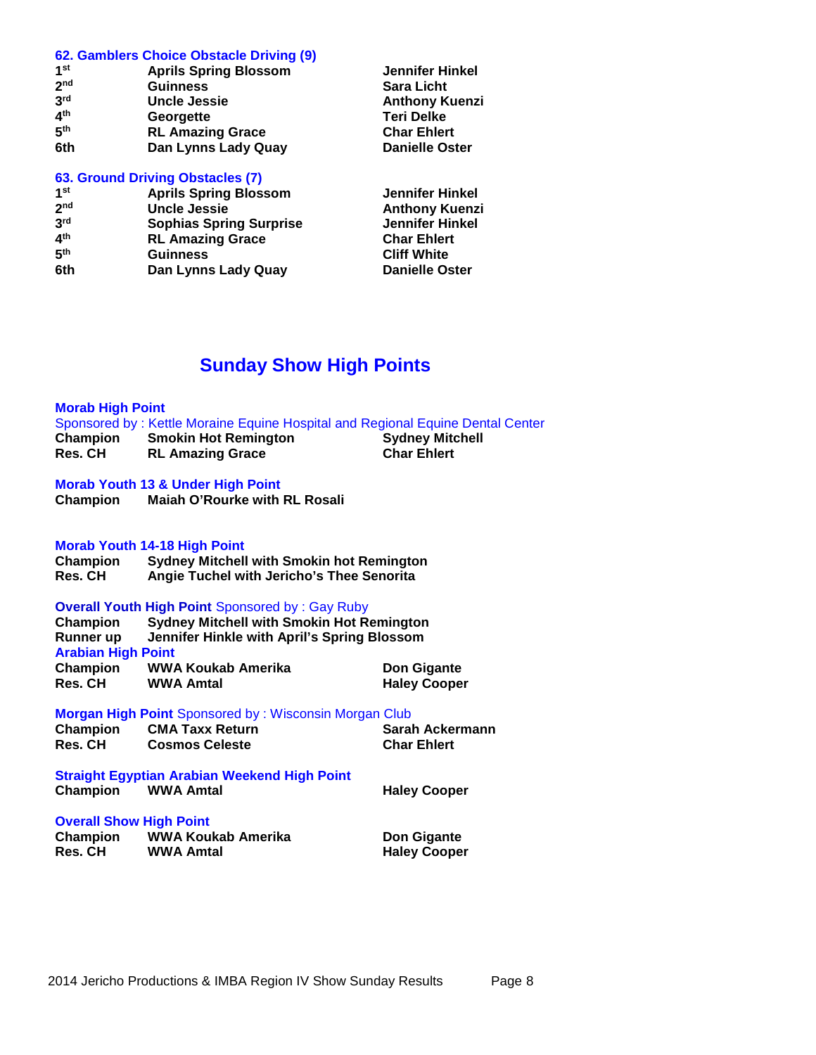### 62. Gamblers Choice Obstacle Driving (9)

| | | |
|---|---|---|
| 1st | Aprils Spring Blossom | Jennifer Hinkel |
| 2nd | Guinness | Sara Licht |
| 3rd | Uncle Jessie | Anthony Kuenzi |
| 4th | Georgette | Teri Delke |
| 5th | RL Amazing Grace | Char Ehlert |
| 6th | Dan Lynns Lady Quay | Danielle Oster |

### 63. Ground Driving Obstacles (7)

| | | |
|---|---|---|
| 1st | Aprils Spring Blossom | Jennifer Hinkel |
| 2nd | Uncle Jessie | Anthony Kuenzi |
| 3rd | Sophias Spring Surprise | Jennifer Hinkel |
| 4th | RL Amazing Grace | Char Ehlert |
| 5th | Guinness | Cliff White |
| 6th | Dan Lynns Lady Quay | Danielle Oster |

## Sunday Show High Points

### Morab High Point

Sponsored by : Kettle Moraine Equine Hospital and Regional Equine Dental Center

| | | |
|---|---|---|
| Champion | Smokin Hot Remington | Sydney Mitchell |
| Res. CH | RL Amazing Grace | Char Ehlert |

### Morab Youth 13 & Under High Point

**Champion** **Maiah O'Rourke with RL Rosali**

### Morab Youth 14-18 High Point

**Champion** **Sydney Mitchell with Smokin hot Remington**
**Res. CH** **Angie Tuchel with Jericho's Thee Senorita**

### Overall Youth High Point Sponsored by : Gay Ruby

**Champion** **Sydney Mitchell with Smokin Hot Remington**
**Runner up** **Jennifer Hinkle with April's Spring Blossom**

### Arabian High Point

| | | |
|---|---|---|
| Champion | WWA Koukab Amerika | Don Gigante |
| Res. CH | WWA Amtal | Haley Cooper |

### Morgan High Point Sponsored by : Wisconsin Morgan Club

| | | |
|---|---|---|
| Champion | CMA Taxx Return | Sarah Ackermann |
| Res. CH | Cosmos Celeste | Char Ehlert |

### Straight Egyptian Arabian Weekend High Point

| | | |
|---|---|---|
| Champion | WWA Amtal | Haley Cooper |

### Overall Show High Point

| | | |
|---|---|---|
| Champion | WWA Koukab Amerika | Don Gigante |
| Res. CH | WWA Amtal | Haley Cooper |